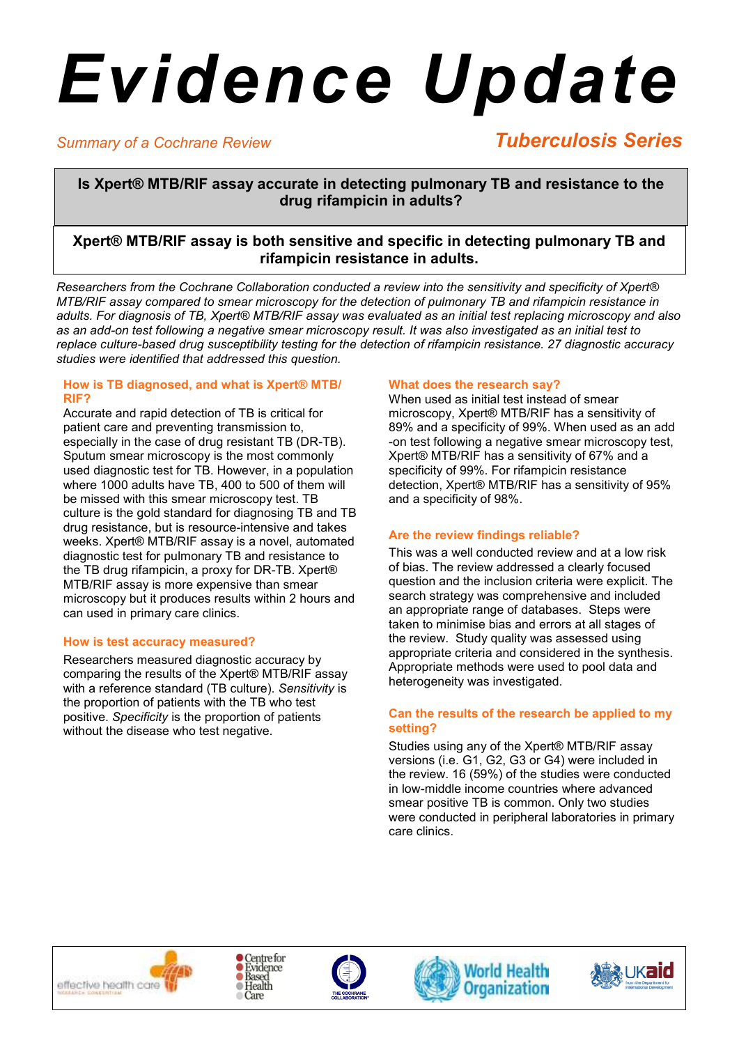# Evidence Update

*Summary of a Cochrane Review*

**Tuberculosis Series**

**Is Xpert® MTB/RIF assay accurate in detecting pulmonary TB and resistance to the drug rifampicin in adults?**

**Xpert® MTB/RIF assay is both sensitive and specific in detecting pulmonary TB and rifampicin resistance in adults.**

*Researchers from the Cochrane Collaboration conducted a review into the sensitivity and specificity of Xpert® MTB/RIF assay compared to smear microscopy for the detection of pulmonary TB and rifampicin resistance in adults. For diagnosis of TB, Xpert® MTB/RIF assay was evaluated as an initial test replacing microscopy and also as an add-on test following a negative smear microscopy result. It was also investigated as an initial test to replace culture-based drug susceptibility testing for the detection of rifampicin resistance. 27 diagnostic accuracy studies were identified that addressed this question.*

## How is TB diagnosed, and what is Xpert® MTB/RIF?

Accurate and rapid detection of TB is critical for patient care and preventing transmission to, especially in the case of drug resistant TB (DR-TB). Sputum smear microscopy is the most commonly used diagnostic test for TB. However, in a population where 1000 adults have TB, 400 to 500 of them will be missed with this smear microscopy test. TB culture is the gold standard for diagnosing TB and TB drug resistance, but is resource-intensive and takes weeks. Xpert® MTB/RIF assay is a novel, automated diagnostic test for pulmonary TB and resistance to the TB drug rifampicin, a proxy for DR-TB. Xpert® MTB/RIF assay is more expensive than smear microscopy but it produces results within 2 hours and can used in primary care clinics.

## How is test accuracy measured?

Researchers measured diagnostic accuracy by comparing the results of the Xpert® MTB/RIF assay with a reference standard (TB culture). *Sensitivity* is the proportion of patients with the TB who test positive. *Specificity* is the proportion of patients without the disease who test negative.

## What does the research say?

When used as initial test instead of smear microscopy, Xpert® MTB/RIF has a sensitivity of 89% and a specificity of 99%. When used as an add-on test following a negative smear microscopy test, Xpert® MTB/RIF has a sensitivity of 67% and a specificity of 99%. For rifampicin resistance detection, Xpert® MTB/RIF has a sensitivity of 95% and a specificity of 98%.

## Are the review findings reliable?

This was a well conducted review and at a low risk of bias. The review addressed a clearly focused question and the inclusion criteria were explicit. The search strategy was comprehensive and included an appropriate range of databases. Steps were taken to minimise bias and errors at all stages of the review. Study quality was assessed using appropriate criteria and considered in the synthesis. Appropriate methods were used to pool data and heterogeneity was investigated.

## Can the results of the research be applied to my setting?

Studies using any of the Xpert® MTB/RIF assay versions (i.e. G1, G2, G3 or G4) were included in the review. 16 (59%) of the studies were conducted in low-middle income countries where advanced smear positive TB is common. Only two studies were conducted in peripheral laboratories in primary care clinics.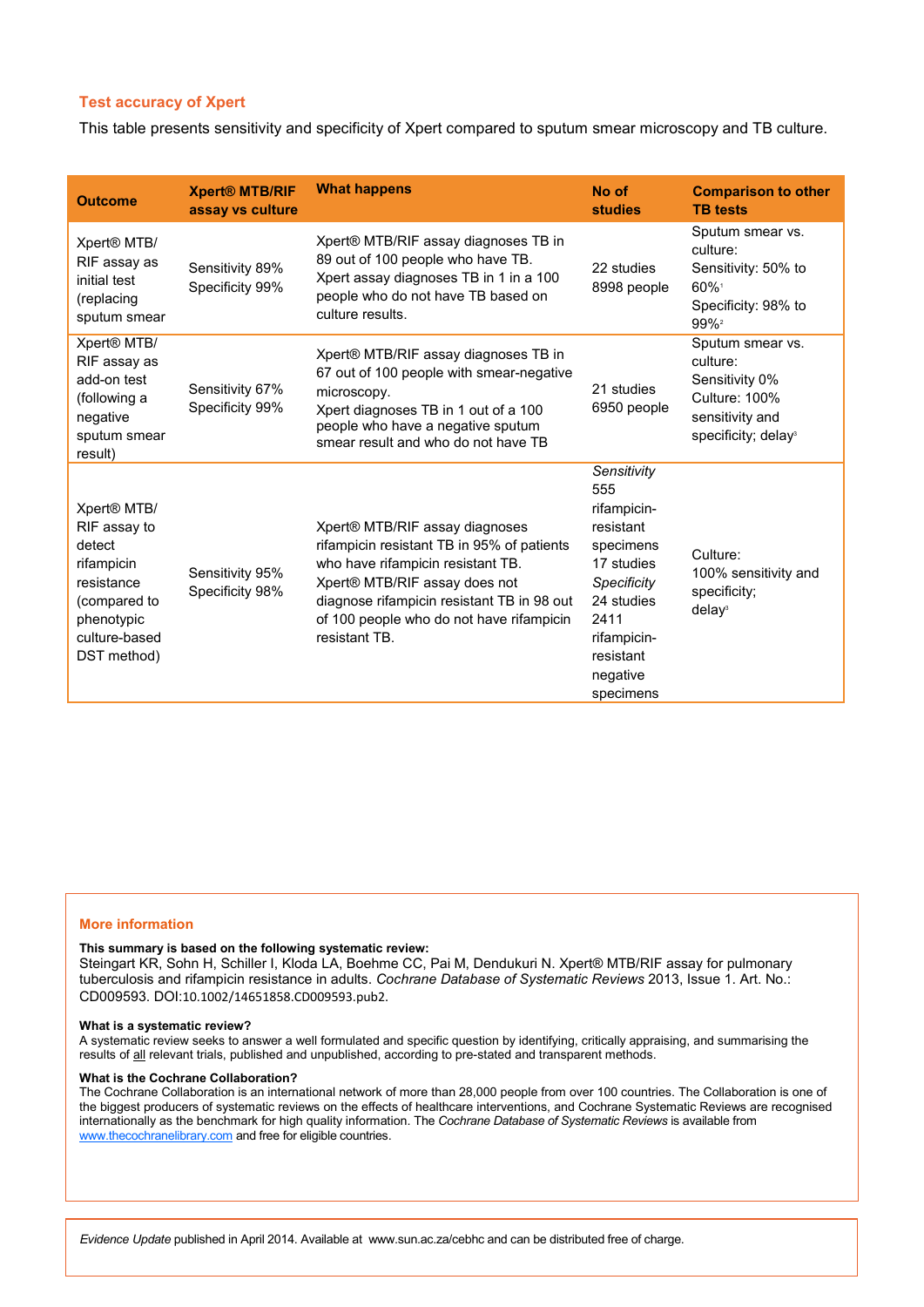### Test accuracy of Xpert

This table presents sensitivity and specificity of Xpert compared to sputum smear microscopy and TB culture.

| Outcome | Xpert® MTB/RIF assay vs culture | What happens | No of studies | Comparison to other TB tests |
|---|---|---|---|---|
| Xpert® MTB/RIF assay as initial test (replacing sputum smear | Sensitivity 89% Specificity 99% | Xpert® MTB/RIF assay diagnoses TB in 89 out of 100 people who have TB. Xpert assay diagnoses TB in 1 in a 100 people who do not have TB based on culture results. | 22 studies 8998 people | Sputum smear vs. culture: Sensitivity: 50% to 60%[1] Specificity: 98% to 99%[2] |
| Xpert® MTB/RIF assay as add-on test (following a negative sputum smear result) | Sensitivity 67% Specificity 99% | Xpert® MTB/RIF assay diagnoses TB in 67 out of 100 people with smear-negative microscopy. Xpert diagnoses TB in 1 out of a 100 people who have a negative sputum smear result and who do not have TB | 21 studies 6950 people | Sputum smear vs. culture: Sensitivity 0% Culture: 100% sensitivity and specificity; delay[3] |
| Xpert® MTB/RIF assay to detect rifampicin resistance (compared to phenotypic culture-based DST method) | Sensitivity 95% Specificity 98% | Xpert® MTB/RIF assay diagnoses rifampicin resistant TB in 95% of patients who have rifampicin resistant TB. Xpert® MTB/RIF assay does not diagnose rifampicin resistant TB in 98 out of 100 people who do not have rifampicin resistant TB. | *Sensitivity* 555 rifampicin-resistant specimens 17 studies *Specificity* 24 studies 2411 rifampicin-resistant negative specimens | Culture: 100% sensitivity and specificity; delay[3] |

### More information

**This summary is based on the following systematic review:**
Steingart KR, Sohn H, Schiller I, Kloda LA, Boehme CC, Pai M, Dendukuri N. Xpert® MTB/RIF assay for pulmonary tuberculosis and rifampicin resistance in adults. *Cochrane Database of Systematic Reviews* 2013, Issue 1. Art. No.: CD009593. DOI:10.1002/14651858.CD009593.pub2.

**What is a systematic review?**
A systematic review seeks to answer a well formulated and specific question by identifying, critically appraising, and summarising the results of all relevant trials, published and unpublished, according to pre-stated and transparent methods.

**What is the Cochrane Collaboration?**
The Cochrane Collaboration is an international network of more than 28,000 people from over 100 countries. The Collaboration is one of the biggest producers of systematic reviews on the effects of healthcare interventions, and Cochrane Systematic Reviews are recognised internationally as the benchmark for high quality information. The *Cochrane Database of Systematic Reviews* is available from www.thecochranelibrary.com and free for eligible countries.

*Evidence Update* published in April 2014. Available at www.sun.ac.za/cebhc and can be distributed free of charge.